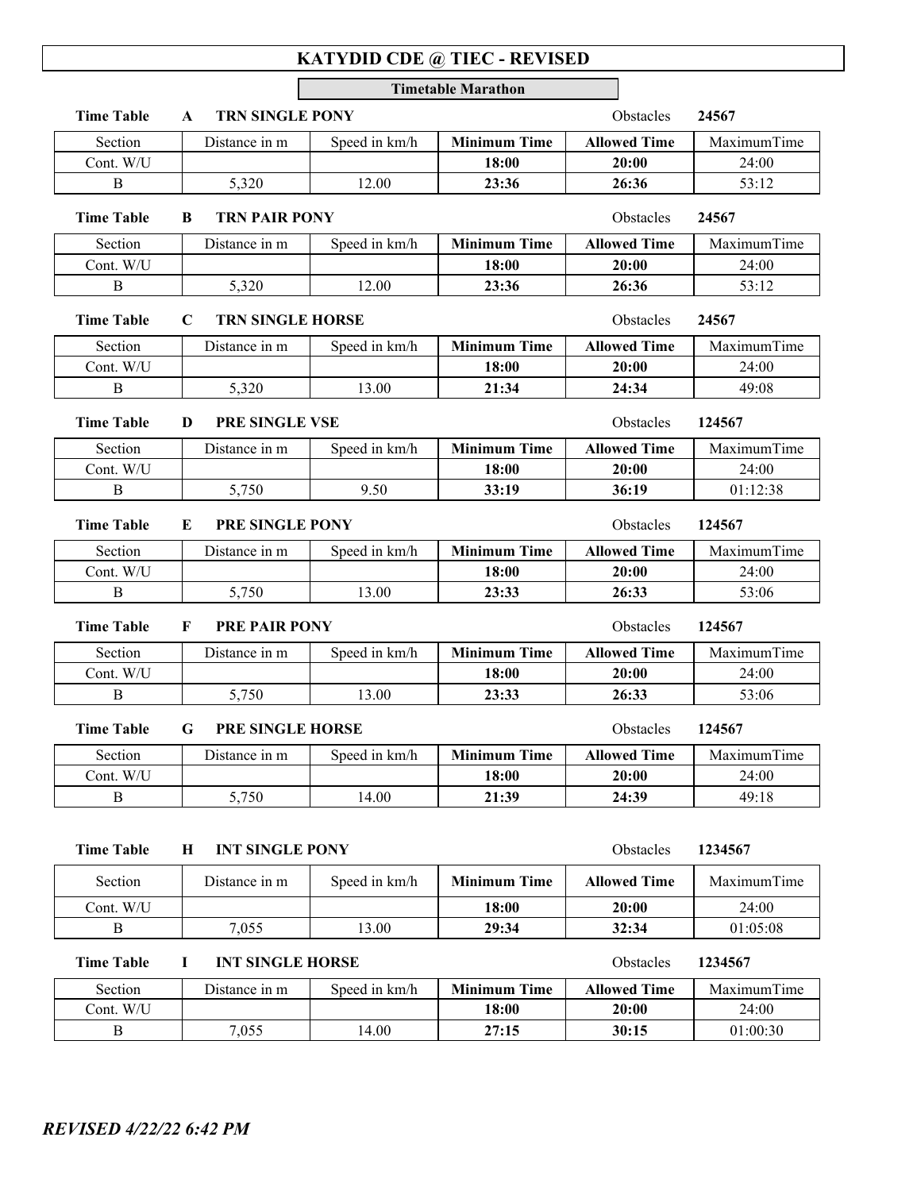# KATYDID CDE @ TIEC - REVISED

## Timetable Marathon

**Time Table A TRN SINGLE PONY** Obstacles **24567**

| Section | Distance in m | Speed in km/h | Minimum Time | Allowed Time | MaximumTime |
|---|---|---|---|---|---|
| Cont. W/U | | | **18:00** | **20:00** | 24:00 |
| B | 5,320 | 12.00 | **23:36** | **26:36** | 53:12 |

**Time Table B TRN PAIR PONY** Obstacles **24567**

| Section | Distance in m | Speed in km/h | Minimum Time | Allowed Time | MaximumTime |
|---|---|---|---|---|---|
| Cont. W/U | | | **18:00** | **20:00** | 24:00 |
| B | 5,320 | 12.00 | **23:36** | **26:36** | 53:12 |

**Time Table C TRN SINGLE HORSE** Obstacles **24567**

| Section | Distance in m | Speed in km/h | Minimum Time | Allowed Time | MaximumTime |
|---|---|---|---|---|---|
| Cont. W/U | | | **18:00** | **20:00** | 24:00 |
| B | 5,320 | 13.00 | **21:34** | **24:34** | 49:08 |

**Time Table D PRE SINGLE VSE** Obstacles **124567**

| Section | Distance in m | Speed in km/h | Minimum Time | Allowed Time | MaximumTime |
|---|---|---|---|---|---|
| Cont. W/U | | | **18:00** | **20:00** | 24:00 |
| B | 5,750 | 9.50 | **33:19** | **36:19** | 01:12:38 |

**Time Table E PRE SINGLE PONY** Obstacles **124567**

| Section | Distance in m | Speed in km/h | Minimum Time | Allowed Time | MaximumTime |
|---|---|---|---|---|---|
| Cont. W/U | | | **18:00** | **20:00** | 24:00 |
| B | 5,750 | 13.00 | **23:33** | **26:33** | 53:06 |

**Time Table F PRE PAIR PONY** Obstacles **124567**

| Section | Distance in m | Speed in km/h | Minimum Time | Allowed Time | MaximumTime |
|---|---|---|---|---|---|
| Cont. W/U | | | **18:00** | **20:00** | 24:00 |
| B | 5,750 | 13.00 | **23:33** | **26:33** | 53:06 |

**Time Table G PRE SINGLE HORSE** Obstacles **124567**

| Section | Distance in m | Speed in km/h | Minimum Time | Allowed Time | MaximumTime |
|---|---|---|---|---|---|
| Cont. W/U | | | **18:00** | **20:00** | 24:00 |
| B | 5,750 | 14.00 | **21:39** | **24:39** | 49:18 |

**Time Table H INT SINGLE PONY** Obstacles **1234567**

| Section | Distance in m | Speed in km/h | Minimum Time | Allowed Time | MaximumTime |
|---|---|---|---|---|---|
| Cont. W/U | | | **18:00** | **20:00** | 24:00 |
| B | 7,055 | 13.00 | **29:34** | **32:34** | 01:05:08 |

**Time Table I INT SINGLE HORSE** Obstacles **1234567**

| Section | Distance in m | Speed in km/h | Minimum Time | Allowed Time | MaximumTime |
|---|---|---|---|---|---|
| Cont. W/U | | | **18:00** | **20:00** | 24:00 |
| B | 7,055 | 14.00 | **27:15** | **30:15** | 01:00:30 |

***REVISED 4/22/22 6:42 PM***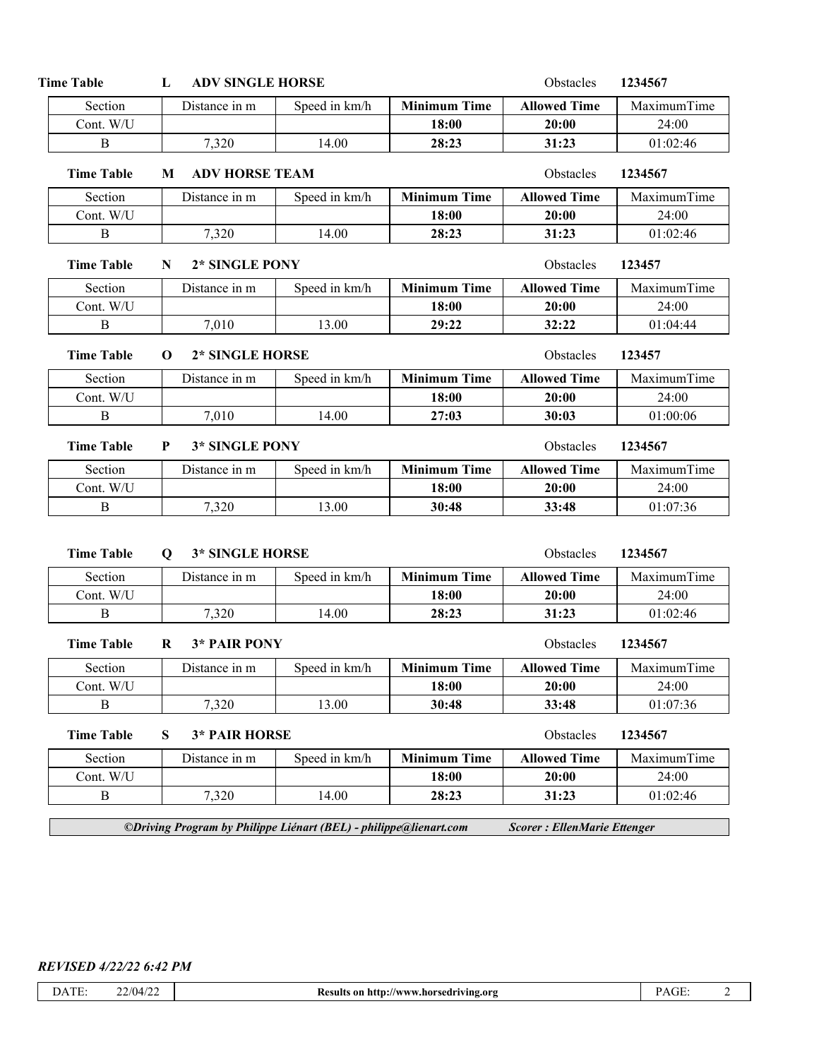**Time Table** **L** **ADV SINGLE HORSE** Obstacles **1234567**

| Section | Distance in m | Speed in km/h | **Minimum Time** | **Allowed Time** | MaximumTime |
|---|---|---|---|---|---|
| Cont. W/U | | | **18:00** | **20:00** | 24:00 |
| B | 7,320 | 14.00 | **28:23** | **31:23** | 01:02:46 |

**Time Table** **M** **ADV HORSE TEAM** Obstacles **1234567**

| Section | Distance in m | Speed in km/h | **Minimum Time** | **Allowed Time** | MaximumTime |
|---|---|---|---|---|---|
| Cont. W/U | | | **18:00** | **20:00** | 24:00 |
| B | 7,320 | 14.00 | **28:23** | **31:23** | 01:02:46 |

**Time Table** **N** **2\* SINGLE PONY** Obstacles **123457**

| Section | Distance in m | Speed in km/h | **Minimum Time** | **Allowed Time** | MaximumTime |
|---|---|---|---|---|---|
| Cont. W/U | | | **18:00** | **20:00** | 24:00 |
| B | 7,010 | 13.00 | **29:22** | **32:22** | 01:04:44 |

**Time Table** **O** **2\* SINGLE HORSE** Obstacles **123457**

| Section | Distance in m | Speed in km/h | **Minimum Time** | **Allowed Time** | MaximumTime |
|---|---|---|---|---|---|
| Cont. W/U | | | **18:00** | **20:00** | 24:00 |
| B | 7,010 | 14.00 | **27:03** | **30:03** | 01:00:06 |

**Time Table** **P** **3\* SINGLE PONY** Obstacles **1234567**

| Section | Distance in m | Speed in km/h | **Minimum Time** | **Allowed Time** | MaximumTime |
|---|---|---|---|---|---|
| Cont. W/U | | | **18:00** | **20:00** | 24:00 |
| B | 7,320 | 13.00 | **30:48** | **33:48** | 01:07:36 |

**Time Table** **Q** **3\* SINGLE HORSE** Obstacles **1234567**

| Section | Distance in m | Speed in km/h | **Minimum Time** | **Allowed Time** | MaximumTime |
|---|---|---|---|---|---|
| Cont. W/U | | | **18:00** | **20:00** | 24:00 |
| B | 7,320 | 14.00 | **28:23** | **31:23** | 01:02:46 |

**Time Table** **R** **3\* PAIR PONY** Obstacles **1234567**

| Section | Distance in m | Speed in km/h | **Minimum Time** | **Allowed Time** | MaximumTime |
|---|---|---|---|---|---|
| Cont. W/U | | | **18:00** | **20:00** | 24:00 |
| B | 7,320 | 13.00 | **30:48** | **33:48** | 01:07:36 |

**Time Table** **S** **3\* PAIR HORSE** Obstacles **1234567**

| Section | Distance in m | Speed in km/h | **Minimum Time** | **Allowed Time** | MaximumTime |
|---|---|---|---|---|---|
| Cont. W/U | | | **18:00** | **20:00** | 24:00 |
| B | 7,320 | 14.00 | **28:23** | **31:23** | 01:02:46 |

***©Driving Program by Philippe Liénart (BEL) - philippe@lienart.com*** ***Scorer : EllenMarie Ettenger***

***REVISED 4/22/22 6:42 PM***

DATE: 22/04/22 **Results on http://www.horsedriving.org**